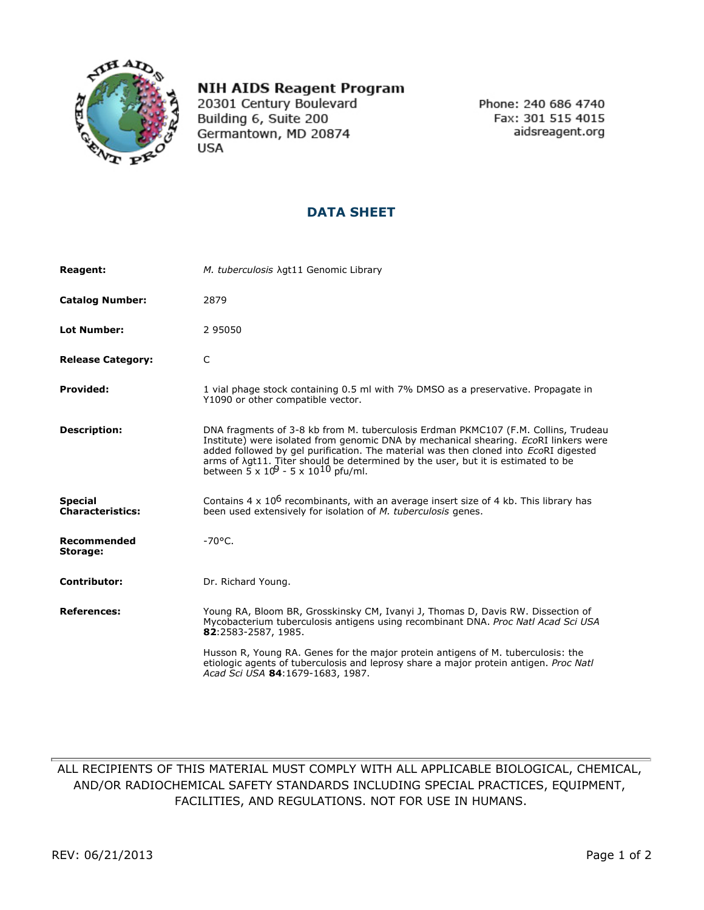**NIH AIDS Reagent Program**
20301 Century Boulevard
Building 6, Suite 200
Germantown, MD 20874
USA

Phone: 240 686 4740
Fax: 301 515 4015
aidsreagent.org

## DATA SHEET

**Reagent:** *M. tuberculosis* λgt11 Genomic Library

**Catalog Number:** 2879

**Lot Number:** 2 95050

**Release Category:** C

**Provided:** 1 vial phage stock containing 0.5 ml with 7% DMSO as a preservative. Propagate in Y1090 or other compatible vector.

**Description:** DNA fragments of 3-8 kb from M. tuberculosis Erdman PKMC107 (F.M. Collins, Trudeau Institute) were isolated from genomic DNA by mechanical shearing. *Eco*RI linkers were added followed by gel purification. The material was then cloned into *Eco*RI digested arms of λgt11. Titer should be determined by the user, but it is estimated to be between $5 \times 10^9$ - $5 \times 10^{10}$ pfu/ml.

**Special Characteristics:** Contains $4 \times 10^6$ recombinants, with an average insert size of 4 kb. This library has been used extensively for isolation of *M. tuberculosis* genes.

**Recommended Storage:** -70°C.

**Contributor:** Dr. Richard Young.

**References:**

Young RA, Bloom BR, Grosskinsky CM, Ivanyi J, Thomas D, Davis RW. Dissection of Mycobacterium tuberculosis antigens using recombinant DNA. *Proc Natl Acad Sci USA* **82**:2583-2587, 1985.

Husson R, Young RA. Genes for the major protein antigens of M. tuberculosis: the etiologic agents of tuberculosis and leprosy share a major protein antigen. *Proc Natl Acad Sci USA* **84**:1679-1683, 1987.

---

ALL RECIPIENTS OF THIS MATERIAL MUST COMPLY WITH ALL APPLICABLE BIOLOGICAL, CHEMICAL, AND/OR RADIOCHEMICAL SAFETY STANDARDS INCLUDING SPECIAL PRACTICES, EQUIPMENT, FACILITIES, AND REGULATIONS. NOT FOR USE IN HUMANS.

REV: 06/21/2013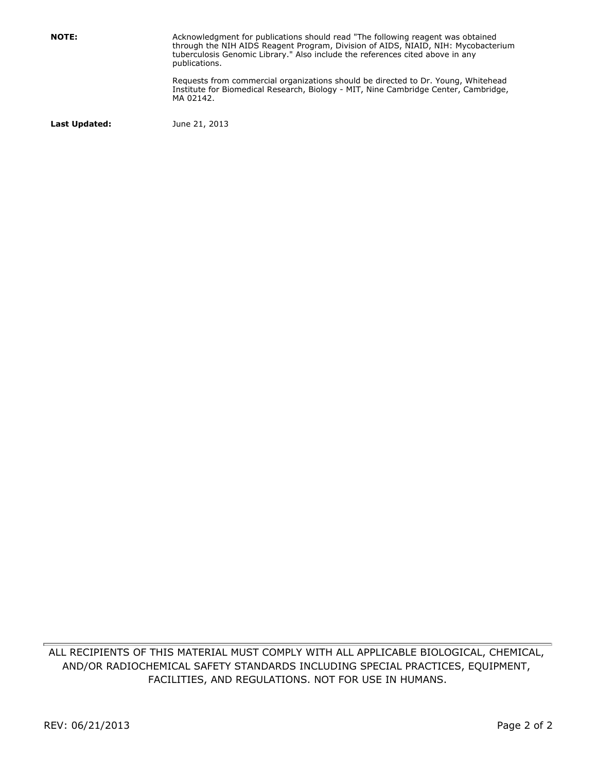**NOTE:** Acknowledgment for publications should read "The following reagent was obtained through the NIH AIDS Reagent Program, Division of AIDS, NIAID, NIH: Mycobacterium tuberculosis Genomic Library." Also include the references cited above in any publications.

Requests from commercial organizations should be directed to Dr. Young, Whitehead Institute for Biomedical Research, Biology - MIT, Nine Cambridge Center, Cambridge, MA 02142.

**Last Updated:** June 21, 2013

ALL RECIPIENTS OF THIS MATERIAL MUST COMPLY WITH ALL APPLICABLE BIOLOGICAL, CHEMICAL, AND/OR RADIOCHEMICAL SAFETY STANDARDS INCLUDING SPECIAL PRACTICES, EQUIPMENT, FACILITIES, AND REGULATIONS. NOT FOR USE IN HUMANS.